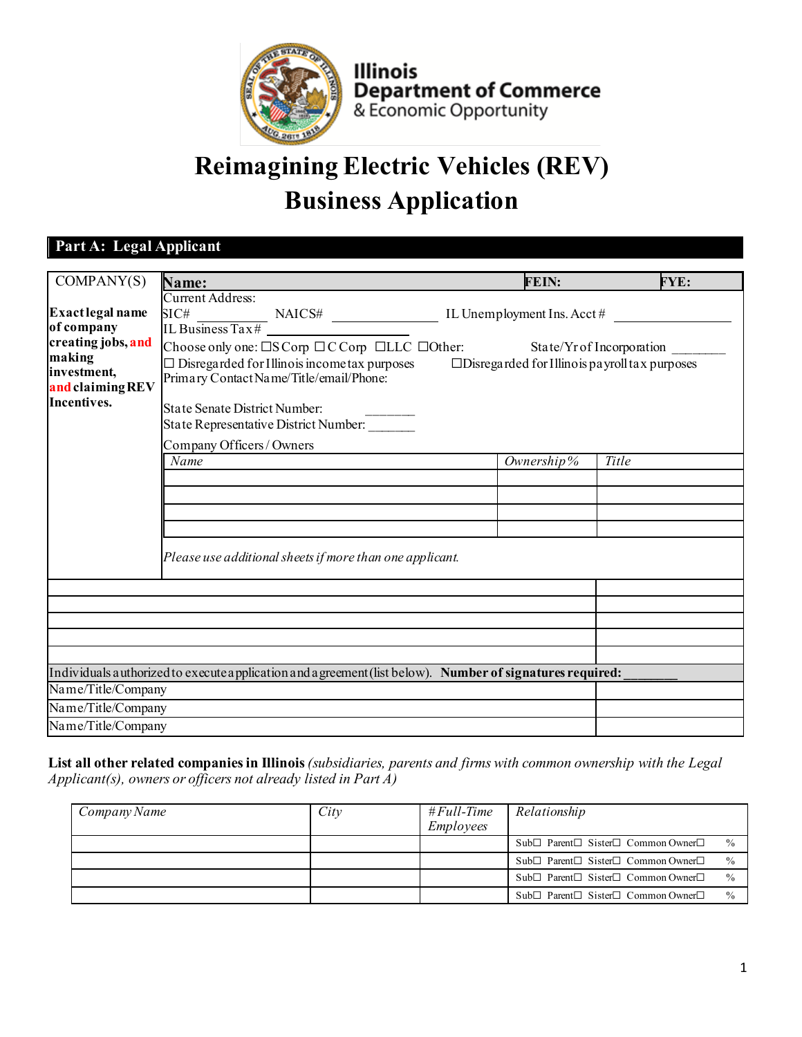Illinois Department of Commerce & Economic Opportunity

# Reimagining Electric Vehicles (REV) Business Application

## Part A: Legal Applicant

| COMPANY(S) | **Name:** | **FEIN:** | **FYE:** |
|---|---|---|---|
| **Exact legal name of company creating jobs, and making investment, and claiming REV Incentives.** | Current Address:<br>SIC# \_\_\_\_\_\_\_\_\_\_ NAICS# \_\_\_\_\_\_\_\_\_\_\_\_\_\_ IL Unemployment Ins. Acct # \_\_\_\_\_\_\_\_\_\_\_\_\_\_\_\_<br>IL Business Tax# \_\_\_\_\_\_\_\_\_\_\_\_\_\_\_\_\_\_\_\_<br>Choose only one: ☐S Corp ☐C Corp ☐LLC ☐Other: State/Yr of Incorporation \_\_\_\_\_\_\_\_<br>☐ Disregarded for Illinois income tax purposes ☐Disregarded for Illinois payroll tax purposes<br>Primary Contact Name/Title/email/Phone:<br><br>State Senate District Number: \_\_\_\_\_\_\_<br>State Representative District Number: \_\_\_\_\_\_\_<br>Company Officers / Owners | | |

| *Name* | *Ownership%* | *Title* |
|---|---|---|
| | | |
| | | |
| | | |
| | | |

*Please use additional sheets if more than one applicant.*

| | |
|---|---|
| | |
| | |
| | |
| | |
| | |
| Individuals authorized to execute application and agreement (list below). **Number of signatures required:** \_\_\_\_\_\_\_\_ | |
| Name/Title/Company | |
| Name/Title/Company | |
| Name/Title/Company | |

**List all other related companies in Illinois** *(subsidiaries, parents and firms with common ownership with the Legal Applicant(s), owners or officers not already listed in Part A)*

| *Company Name* | *City* | *# Full-Time Employees* | *Relationship* |
|---|---|---|---|
| | | | Sub☐ Parent☐ Sister☐ Common Owner☐ % |
| | | | Sub☐ Parent☐ Sister☐ Common Owner☐ % |
| | | | Sub☐ Parent☐ Sister☐ Common Owner☐ % |
| | | | Sub☐ Parent☐ Sister☐ Common Owner☐ % |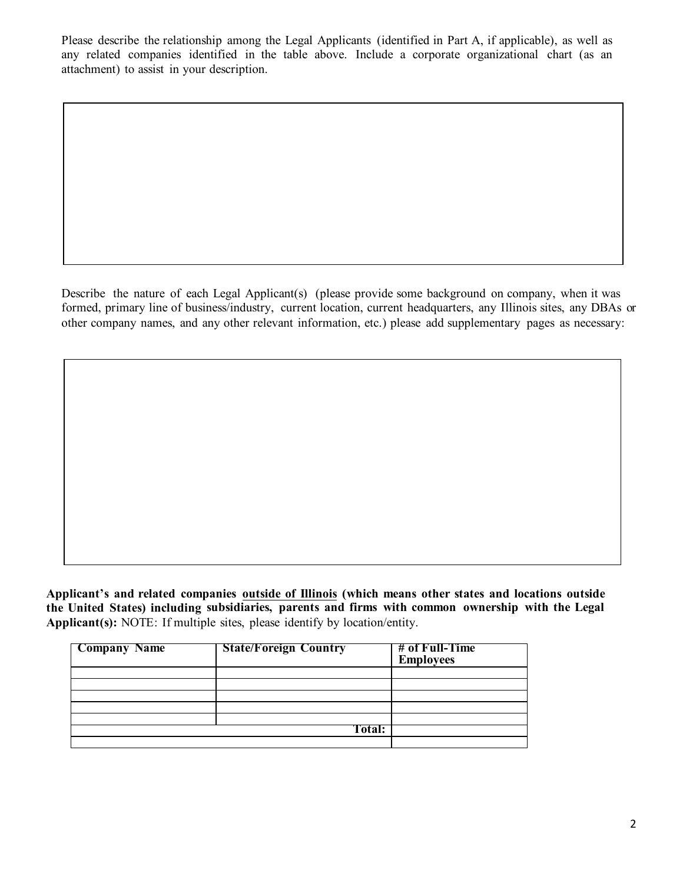Please describe the relationship among the Legal Applicants (identified in Part A, if applicable), as well as any related companies identified in the table above. Include a corporate organizational chart (as an attachment) to assist in your description.

| |
|---|
| |

Describe the nature of each Legal Applicant(s) (please provide some background on company, when it was formed, primary line of business/industry, current location, current headquarters, any Illinois sites, any DBAs or other company names, and any other relevant information, etc.) please add supplementary pages as necessary:

| |
|---|
| |

**Applicant's and related companies outside of Illinois (which means other states and locations outside the United States) including subsidiaries, parents and firms with common ownership with the Legal Applicant(s):** NOTE: If multiple sites, please identify by location/entity.

| Company Name | State/Foreign Country | # of Full-Time Employees |
|---|---|---|
| | | |
| | | |
| | | |
| | | |
| | | |
| | **Total:** | |
| | | |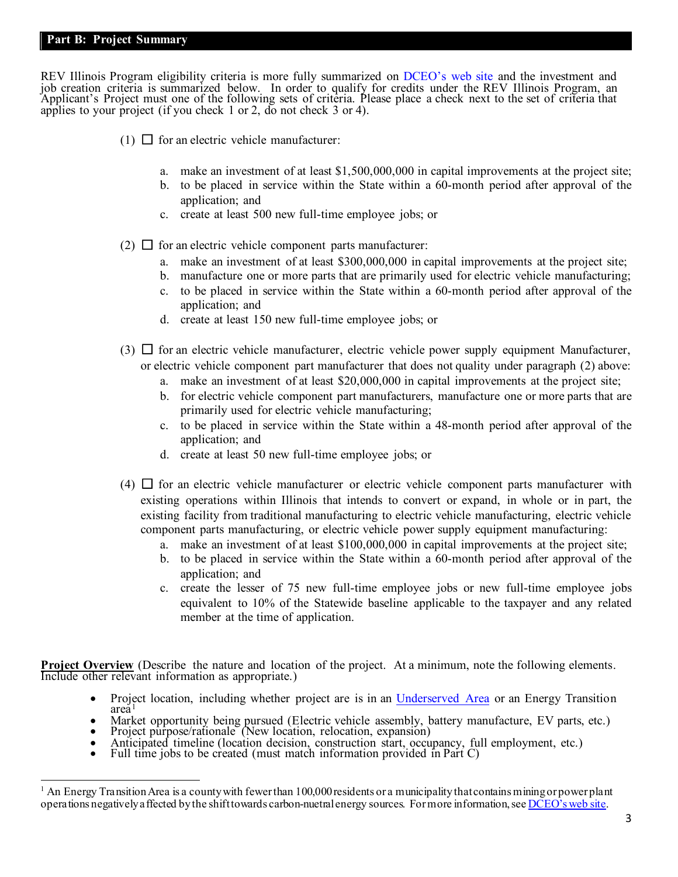## Part B: Project Summary

REV Illinois Program eligibility criteria is more fully summarized on DCEO's web site and the investment and job creation criteria is summarized below. In order to qualify for credits under the REV Illinois Program, an Applicant's Project must one of the following sets of criteria. Please place a check next to the set of criteria that applies to your project (if you check 1 or 2, do not check 3 or 4).

(1) ☐ for an electric vehicle manufacturer:

a. make an investment of at least $1,500,000,000 in capital improvements at the project site;
b. to be placed in service within the State within a 60-month period after approval of the application; and
c. create at least 500 new full-time employee jobs; or

(2) ☐ for an electric vehicle component parts manufacturer:

a. make an investment of at least $300,000,000 in capital improvements at the project site;
b. manufacture one or more parts that are primarily used for electric vehicle manufacturing;
c. to be placed in service within the State within a 60-month period after approval of the application; and
d. create at least 150 new full-time employee jobs; or

(3) ☐ for an electric vehicle manufacturer, electric vehicle power supply equipment Manufacturer, or electric vehicle component part manufacturer that does not quality under paragraph (2) above:

a. make an investment of at least $20,000,000 in capital improvements at the project site;
b. for electric vehicle component part manufacturers, manufacture one or more parts that are primarily used for electric vehicle manufacturing;
c. to be placed in service within the State within a 48-month period after approval of the application; and
d. create at least 50 new full-time employee jobs; or

(4) ☐ for an electric vehicle manufacturer or electric vehicle component parts manufacturer with existing operations within Illinois that intends to convert or expand, in whole or in part, the existing facility from traditional manufacturing to electric vehicle manufacturing, electric vehicle component parts manufacturing, or electric vehicle power supply equipment manufacturing:

a. make an investment of at least $100,000,000 in capital improvements at the project site;
b. to be placed in service within the State within a 60-month period after approval of the application; and
c. create the lesser of 75 new full-time employee jobs or new full-time employee jobs equivalent to 10% of the Statewide baseline applicable to the taxpayer and any related member at the time of application.

**Project Overview** (Describe the nature and location of the project. At a minimum, note the following elements. Include other relevant information as appropriate.)

- Project location, including whether project are is in an Underserved Area or an Energy Transition area[1]
- Market opportunity being pursued (Electric vehicle assembly, battery manufacture, EV parts, etc.)
- Project purpose/rationale (New location, relocation, expansion)
- Anticipated timeline (location decision, construction start, occupancy, full employment, etc.)
- Full time jobs to be created (must match information provided in Part C)

---

[1] An Energy Transition Area is a county with fewer than 100,000 residents or a municipality that contains mining or power plant operations negatively affected by the shift towards carbon-nuetral energy sources. For more information, see DCEO's web site.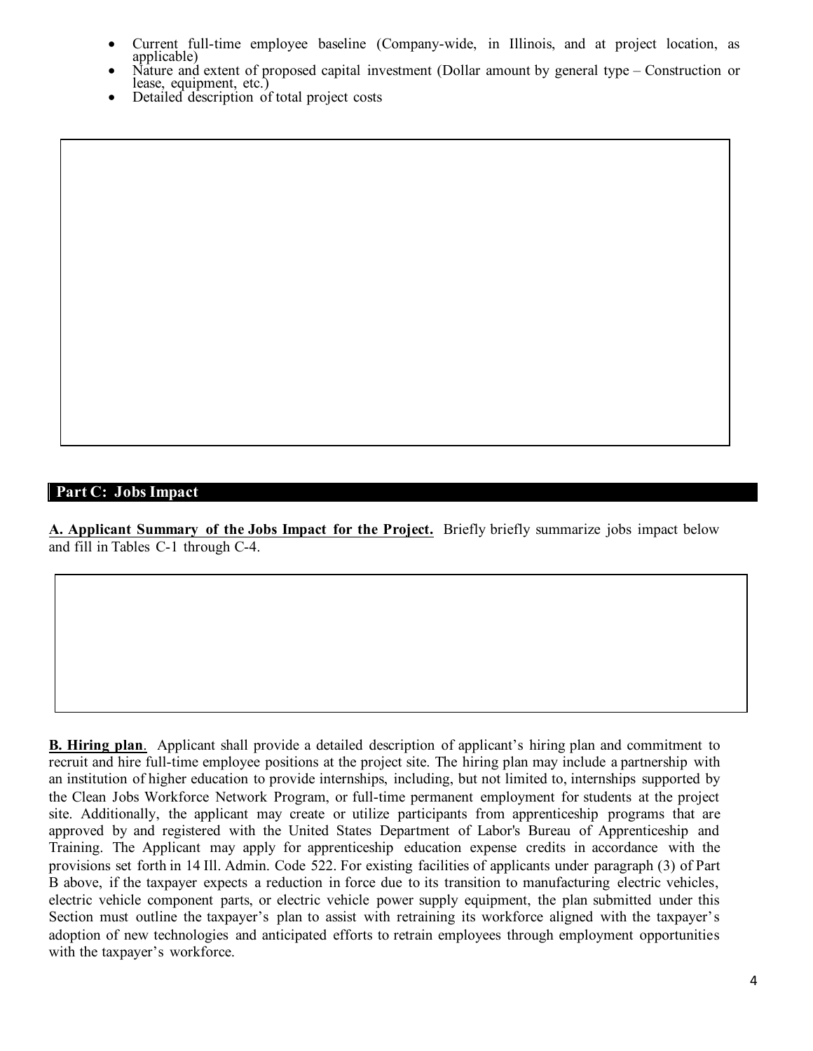- Current full-time employee baseline (Company-wide, in Illinois, and at project location, as applicable)
- Nature and extent of proposed capital investment (Dollar amount by general type – Construction or lease, equipment, etc.)
- Detailed description of total project costs

## Part C: Jobs Impact

**A. Applicant Summary of the Jobs Impact for the Project.** Briefly briefly summarize jobs impact below and fill in Tables C-1 through C-4.

**B. Hiring plan**. Applicant shall provide a detailed description of applicant's hiring plan and commitment to recruit and hire full-time employee positions at the project site. The hiring plan may include a partnership with an institution of higher education to provide internships, including, but not limited to, internships supported by the Clean Jobs Workforce Network Program, or full-time permanent employment for students at the project site. Additionally, the applicant may create or utilize participants from apprenticeship programs that are approved by and registered with the United States Department of Labor's Bureau of Apprenticeship and Training. The Applicant may apply for apprenticeship education expense credits in accordance with the provisions set forth in 14 Ill. Admin. Code 522. For existing facilities of applicants under paragraph (3) of Part B above, if the taxpayer expects a reduction in force due to its transition to manufacturing electric vehicles, electric vehicle component parts, or electric vehicle power supply equipment, the plan submitted under this Section must outline the taxpayer's plan to assist with retraining its workforce aligned with the taxpayer's adoption of new technologies and anticipated efforts to retrain employees through employment opportunities with the taxpayer's workforce.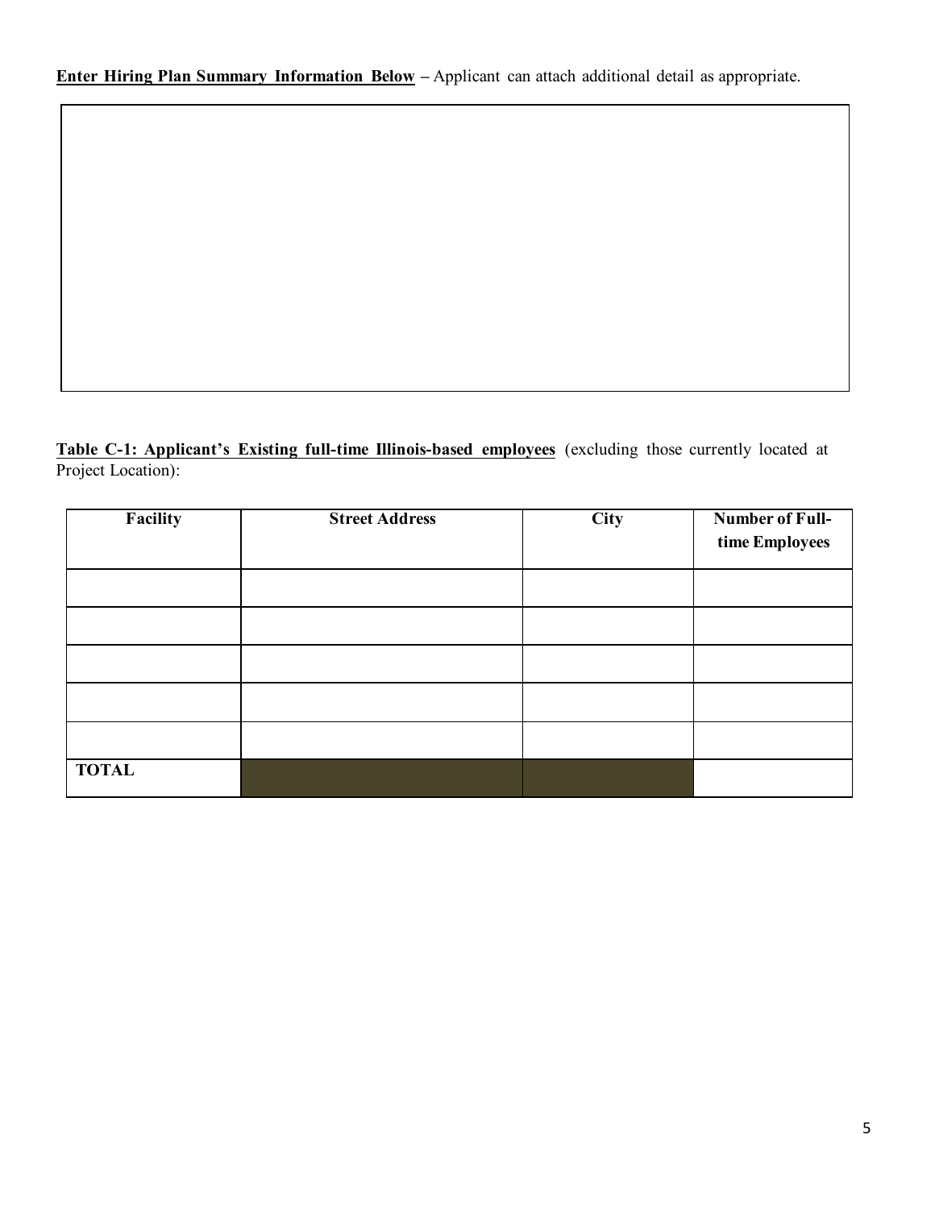**<u>Enter Hiring Plan Summary Information Below</u> –** Applicant can attach additional detail as appropriate.

**<u>Table C-1: Applicant's Existing full-time Illinois-based employees</u>** (excluding those currently located at Project Location):

| Facility | Street Address | City | Number of Full-time Employees |
|---|---|---|---|
| | | | |
| | | | |
| | | | |
| | | | |
| | | | |
| **TOTAL** | | | |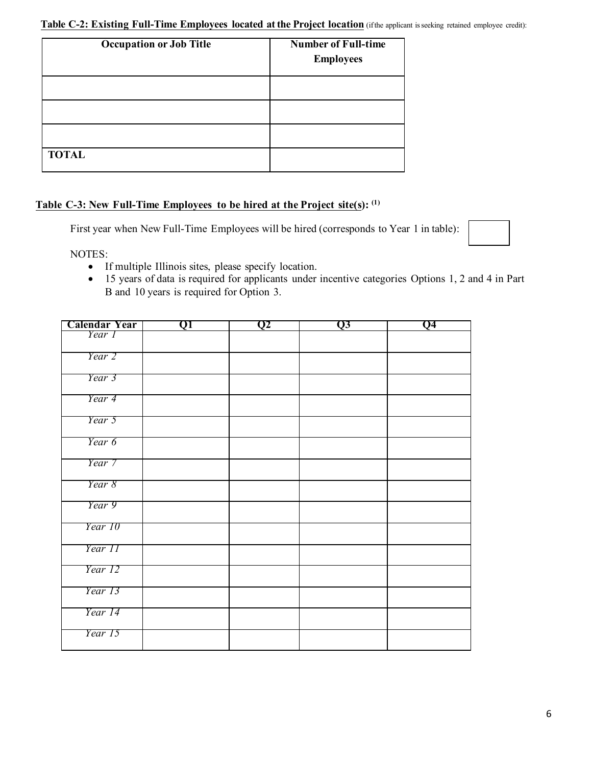**Table C-2: Existing Full-Time Employees located at the Project location** (if the applicant is seeking retained employee credit):

| Occupation or Job Title | Number of Full-time Employees |
| --- | --- |
| | |
| | |
| | |
| **TOTAL** | |

**Table C-3: New Full-Time Employees to be hired at the Project site(s):** (1)

First year when New Full-Time Employees will be hired (corresponds to Year 1 in table): ______

NOTES:

- If multiple Illinois sites, please specify location.
- 15 years of data is required for applicants under incentive categories Options 1, 2 and 4 in Part B and 10 years is required for Option 3.

| Calendar Year | Q1 | Q2 | Q3 | Q4 |
| --- | --- | --- | --- | --- |
| *Year 1* | | | | |
| *Year 2* | | | | |
| *Year 3* | | | | |
| *Year 4* | | | | |
| *Year 5* | | | | |
| *Year 6* | | | | |
| *Year 7* | | | | |
| *Year 8* | | | | |
| *Year 9* | | | | |
| *Year 10* | | | | |
| *Year 11* | | | | |
| *Year 12* | | | | |
| *Year 13* | | | | |
| *Year 14* | | | | |
| *Year 15* | | | | |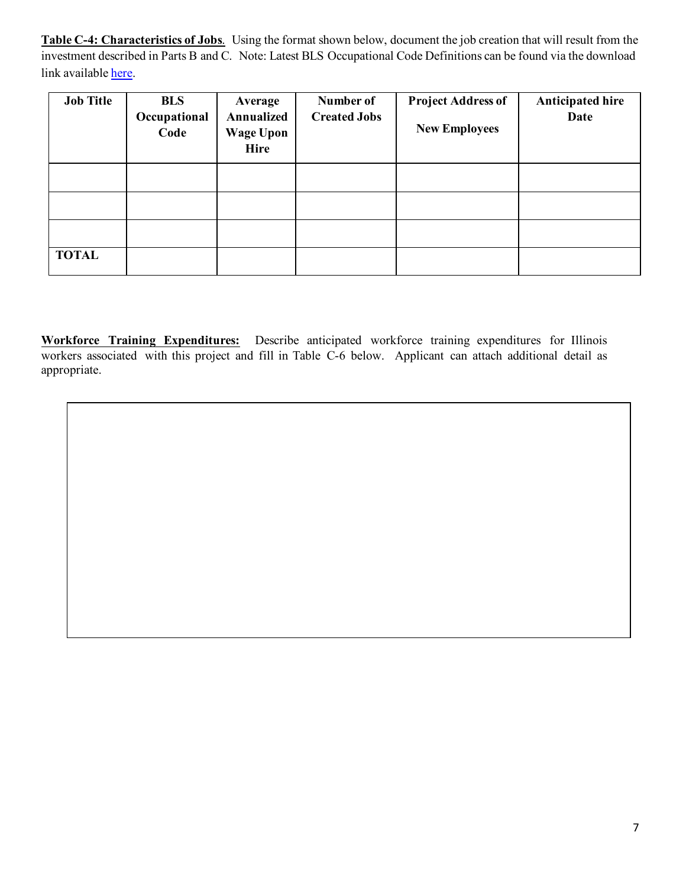**Table C-4: Characteristics of Jobs**. Using the format shown below, document the job creation that will result from the investment described in Parts B and C. Note: Latest BLS Occupational Code Definitions can be found via the download link available here.

| Job Title | BLS Occupational Code | Average Annualized Wage Upon Hire | Number of Created Jobs | Project Address of New Employees | Anticipated hire Date |
|---|---|---|---|---|---|
| | | | | | |
| | | | | | |
| | | | | | |
| **TOTAL** | | | | | |

**Workforce Training Expenditures:** Describe anticipated workforce training expenditures for Illinois workers associated with this project and fill in Table C-6 below. Applicant can attach additional detail as appropriate.

| |
|---|
| |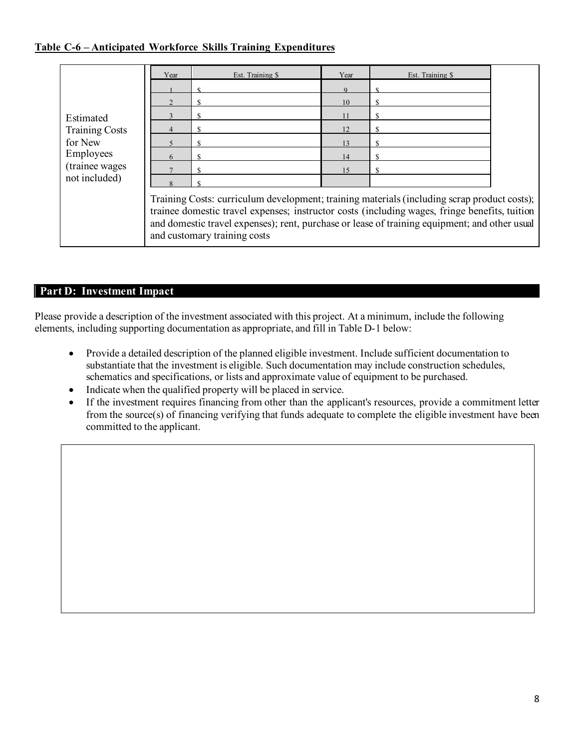**Table C-6 – Anticipated Workforce Skills Training Expenditures**

<table>
<tr>
<td rowspan="10">Estimated Training Costs for New Employees (trainee wages not included)</td>
<td>Year</td><td>Est. Training $</td><td>Year</td><td>Est. Training $</td>
</tr>
<tr><td>1</td><td>$</td><td>9</td><td>$</td></tr>
<tr><td>2</td><td>$</td><td>10</td><td>$</td></tr>
<tr><td>3</td><td>$</td><td>11</td><td>$</td></tr>
<tr><td>4</td><td>$</td><td>12</td><td>$</td></tr>
<tr><td>5</td><td>$</td><td>13</td><td>$</td></tr>
<tr><td>6</td><td>$</td><td>14</td><td>$</td></tr>
<tr><td>7</td><td>$</td><td>15</td><td>$</td></tr>
<tr><td>8</td><td>$</td><td></td><td></td></tr>
<tr><td colspan="4">Training Costs: curriculum development; training materials (including scrap product costs); trainee domestic travel expenses; instructor costs (including wages, fringe benefits, tuition and domestic travel expenses); rent, purchase or lease of training equipment; and other usual and customary training costs</td></tr>
</table>

## Part D: Investment Impact

Please provide a description of the investment associated with this project. At a minimum, include the following elements, including supporting documentation as appropriate, and fill in Table D-1 below:

- Provide a detailed description of the planned eligible investment. Include sufficient documentation to substantiate that the investment is eligible. Such documentation may include construction schedules, schematics and specifications, or lists and approximate value of equipment to be purchased.
- Indicate when the qualified property will be placed in service.
- If the investment requires financing from other than the applicant's resources, provide a commitment letter from the source(s) of financing verifying that funds adequate to complete the eligible investment have been committed to the applicant.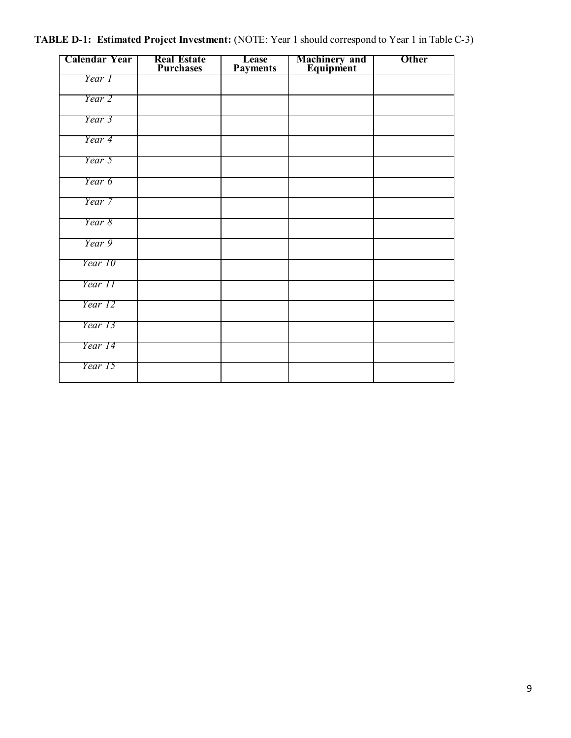**TABLE D-1: Estimated Project Investment:** (NOTE: Year 1 should correspond to Year 1 in Table C-3)

| Calendar Year | Real Estate Purchases | Lease Payments | Machinery and Equipment | Other |
|---|---|---|---|---|
| *Year 1* | | | | |
| *Year 2* | | | | |
| *Year 3* | | | | |
| *Year 4* | | | | |
| *Year 5* | | | | |
| *Year 6* | | | | |
| *Year 7* | | | | |
| *Year 8* | | | | |
| *Year 9* | | | | |
| *Year 10* | | | | |
| *Year 11* | | | | |
| *Year 12* | | | | |
| *Year 13* | | | | |
| *Year 14* | | | | |
| *Year 15* | | | | |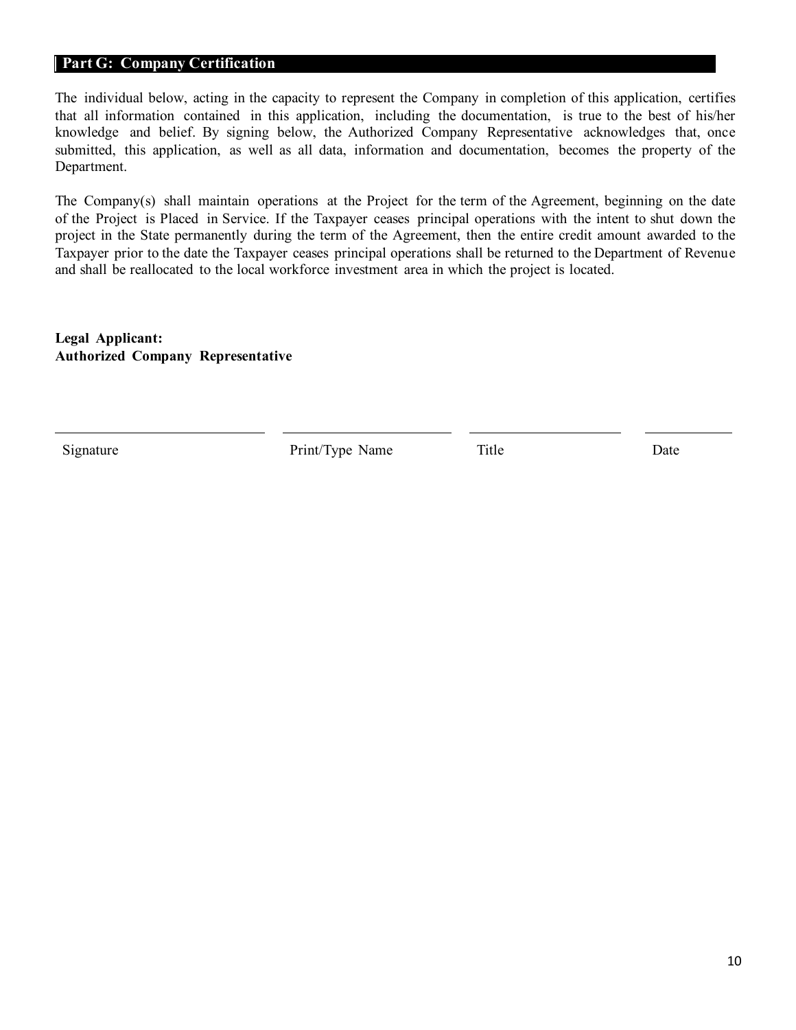## Part G: Company Certification

The individual below, acting in the capacity to represent the Company in completion of this application, certifies that all information contained in this application, including the documentation, is true to the best of his/her knowledge and belief. By signing below, the Authorized Company Representative acknowledges that, once submitted, this application, as well as all data, information and documentation, becomes the property of the Department.

The Company(s) shall maintain operations at the Project for the term of the Agreement, beginning on the date of the Project is Placed in Service. If the Taxpayer ceases principal operations with the intent to shut down the project in the State permanently during the term of the Agreement, then the entire credit amount awarded to the Taxpayer prior to the date the Taxpayer ceases principal operations shall be returned to the Department of Revenue and shall be reallocated to the local workforce investment area in which the project is located.

**Legal Applicant:**
**Authorized Company Representative**

| ______________________ | ______________________ | ______________________ | __________ |
|---|---|---|---|
| Signature | Print/Type Name | Title | Date |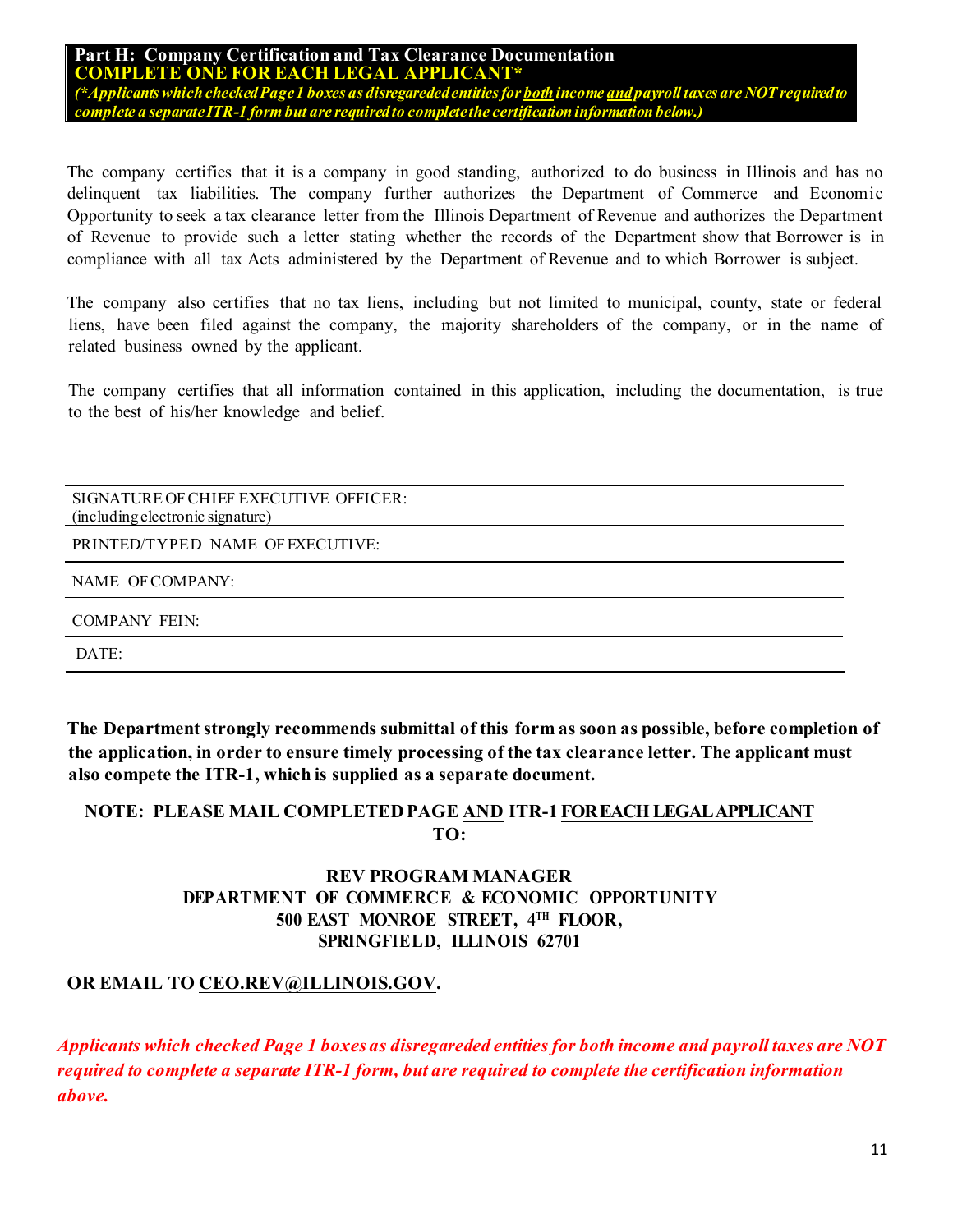## Part H: Company Certification and Tax Clearance Documentation

**COMPLETE ONE FOR EACH LEGAL APPLICANT***

***(\*Applicants which checked Page 1 boxes as disregareded entities for both income and payroll taxes are NOT required to complete a separate ITR-1 form but are required to complete the certification information below.)***

The company certifies that it is a company in good standing, authorized to do business in Illinois and has no delinquent tax liabilities. The company further authorizes the Department of Commerce and Economic Opportunity to seek a tax clearance letter from the Illinois Department of Revenue and authorizes the Department of Revenue to provide such a letter stating whether the records of the Department show that Borrower is in compliance with all tax Acts administered by the Department of Revenue and to which Borrower is subject.

The company also certifies that no tax liens, including but not limited to municipal, county, state or federal liens, have been filed against the company, the majority shareholders of the company, or in the name of related business owned by the applicant.

The company certifies that all information contained in this application, including the documentation, is true to the best of his/her knowledge and belief.

SIGNATURE OF CHIEF EXECUTIVE OFFICER:
(including electronic signature)

PRINTED/TYPED NAME OF EXECUTIVE:

NAME OF COMPANY:

COMPANY FEIN:

DATE:

**The Department strongly recommends submittal of this form as soon as possible, before completion of the application, in order to ensure timely processing of the tax clearance letter. The applicant must also compete the ITR-1, which is supplied as a separate document.**

**NOTE: PLEASE MAIL COMPLETED PAGE AND ITR-1 FOR EACH LEGAL APPLICANT TO:**

**REV PROGRAM MANAGER**
**DEPARTMENT OF COMMERCE & ECONOMIC OPPORTUNITY**
**500 EAST MONROE STREET, 4TH FLOOR,**
**SPRINGFIELD, ILLINOIS 62701**

**OR EMAIL TO CEO.REV@ILLINOIS.GOV.**

***Applicants which checked Page 1 boxes as disregareded entities for both income and payroll taxes are NOT required to complete a separate ITR-1 form, but are required to complete the certification information above.***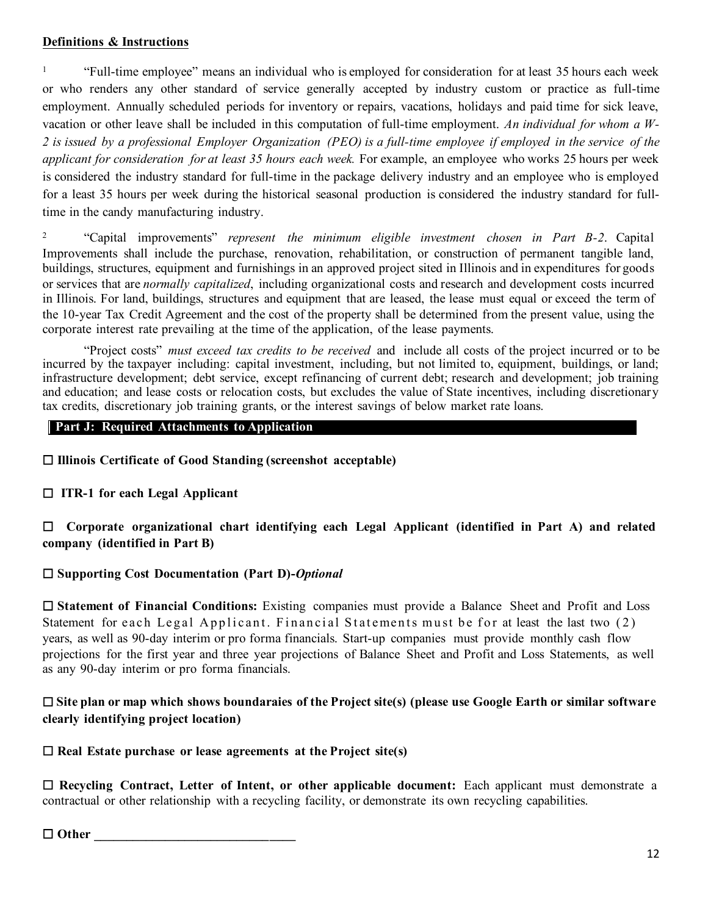**Definitions & Instructions**

[1] "Full-time employee" means an individual who is employed for consideration for at least 35 hours each week or who renders any other standard of service generally accepted by industry custom or practice as full-time employment. Annually scheduled periods for inventory or repairs, vacations, holidays and paid time for sick leave, vacation or other leave shall be included in this computation of full-time employment. *An individual for whom a W-2 is issued by a professional Employer Organization (PEO) is a full-time employee if employed in the service of the applicant for consideration for at least 35 hours each week.* For example, an employee who works 25 hours per week is considered the industry standard for full-time in the package delivery industry and an employee who is employed for a least 35 hours per week during the historical seasonal production is considered the industry standard for full-time in the candy manufacturing industry.

[2] "Capital improvements" *represent the minimum eligible investment chosen in Part B-2*. Capital Improvements shall include the purchase, renovation, rehabilitation, or construction of permanent tangible land, buildings, structures, equipment and furnishings in an approved project sited in Illinois and in expenditures for goods or services that are *normally capitalized*, including organizational costs and research and development costs incurred in Illinois. For land, buildings, structures and equipment that are leased, the lease must equal or exceed the term of the 10-year Tax Credit Agreement and the cost of the property shall be determined from the present value, using the corporate interest rate prevailing at the time of the application, of the lease payments.

"Project costs" *must exceed tax credits to be received* and include all costs of the project incurred or to be incurred by the taxpayer including: capital investment, including, but not limited to, equipment, buildings, or land; infrastructure development; debt service, except refinancing of current debt; research and development; job training and education; and lease costs or relocation costs, but excludes the value of State incentives, including discretionary tax credits, discretionary job training grants, or the interest savings of below market rate loans.

## Part J: Required Attachments to Application

☐ **Illinois Certificate of Good Standing (screenshot acceptable)**

☐ **ITR-1 for each Legal Applicant**

☐ **Corporate organizational chart identifying each Legal Applicant (identified in Part A) and related company (identified in Part B)**

☐ **Supporting Cost Documentation (Part D)-*Optional***

☐ **Statement of Financial Conditions:** Existing companies must provide a Balance Sheet and Profit and Loss Statement for each Legal Applicant. Financial Statements must be for at least the last two (2) years, as well as 90-day interim or pro forma financials. Start-up companies must provide monthly cash flow projections for the first year and three year projections of Balance Sheet and Profit and Loss Statements, as well as any 90-day interim or pro forma financials.

☐ **Site plan or map which shows boundaraies of the Project site(s) (please use Google Earth or similar software clearly identifying project location)**

☐ **Real Estate purchase or lease agreements at the Project site(s)**

☐ **Recycling Contract, Letter of Intent, or other applicable document:** Each applicant must demonstrate a contractual or other relationship with a recycling facility, or demonstrate its own recycling capabilities.

☐ **Other \_\_\_\_\_\_\_\_\_\_\_\_\_\_\_\_\_\_\_\_\_\_\_\_\_\_\_\_\_\_\_\_**